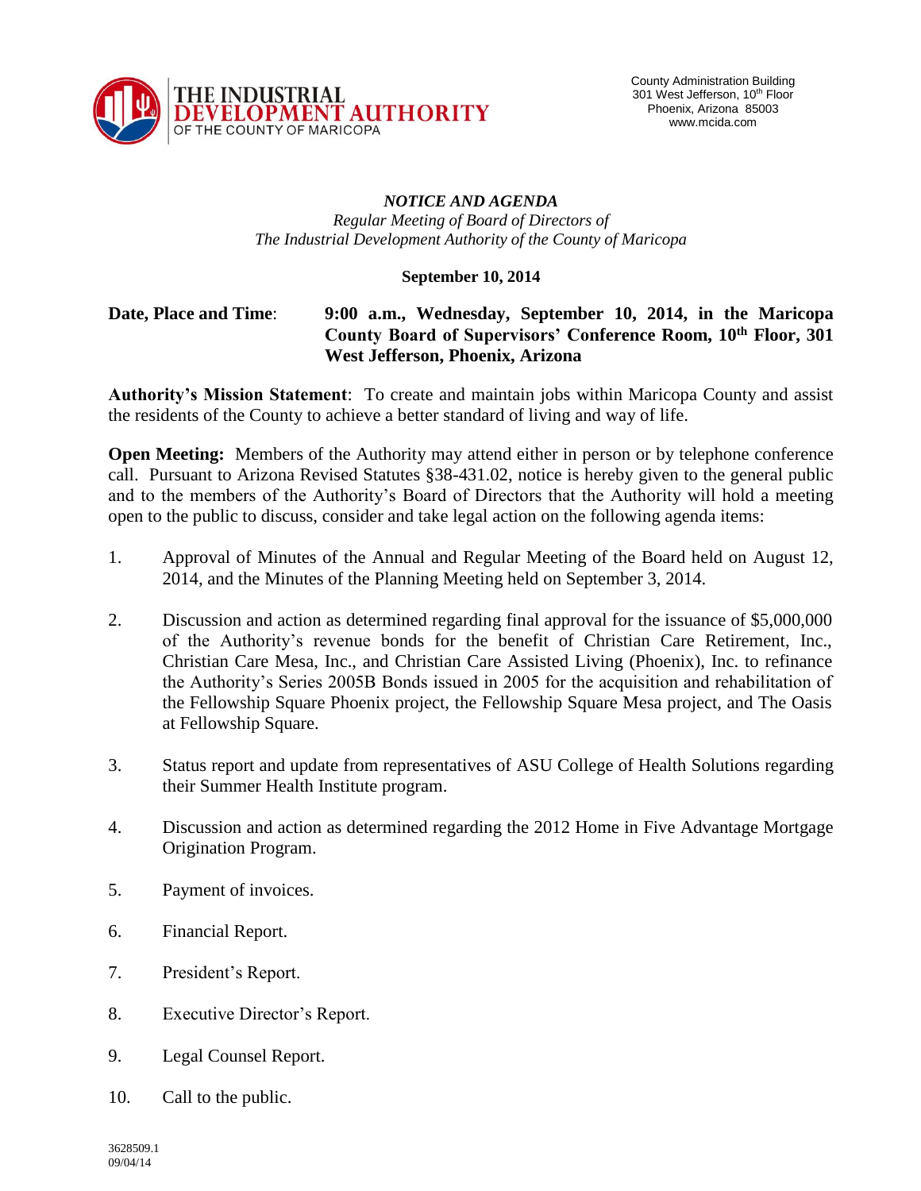THE INDUSTRIAL DEVELOPMENT AUTHORITY OF THE COUNTY OF MARICOPA

County Administration Building
301 West Jefferson, 10th Floor
Phoenix, Arizona 85003
www.mcida.com

***NOTICE AND AGENDA***

*Regular Meeting of Board of Directors of*
*The Industrial Development Authority of the County of Maricopa*

**September 10, 2014**

**Date, Place and Time**: **9:00 a.m., Wednesday, September 10, 2014, in the Maricopa County Board of Supervisors' Conference Room, 10th Floor, 301 West Jefferson, Phoenix, Arizona**

**Authority's Mission Statement**: To create and maintain jobs within Maricopa County and assist the residents of the County to achieve a better standard of living and way of life.

**Open Meeting:** Members of the Authority may attend either in person or by telephone conference call. Pursuant to Arizona Revised Statutes §38-431.02, notice is hereby given to the general public and to the members of the Authority's Board of Directors that the Authority will hold a meeting open to the public to discuss, consider and take legal action on the following agenda items:

1. Approval of Minutes of the Annual and Regular Meeting of the Board held on August 12, 2014, and the Minutes of the Planning Meeting held on September 3, 2014.

2. Discussion and action as determined regarding final approval for the issuance of $5,000,000 of the Authority's revenue bonds for the benefit of Christian Care Retirement, Inc., Christian Care Mesa, Inc., and Christian Care Assisted Living (Phoenix), Inc. to refinance the Authority's Series 2005B Bonds issued in 2005 for the acquisition and rehabilitation of the Fellowship Square Phoenix project, the Fellowship Square Mesa project, and The Oasis at Fellowship Square.

3. Status report and update from representatives of ASU College of Health Solutions regarding their Summer Health Institute program.

4. Discussion and action as determined regarding the 2012 Home in Five Advantage Mortgage Origination Program.

5. Payment of invoices.

6. Financial Report.

7. President's Report.

8. Executive Director's Report.

9. Legal Counsel Report.

10. Call to the public.

3628509.1
09/04/14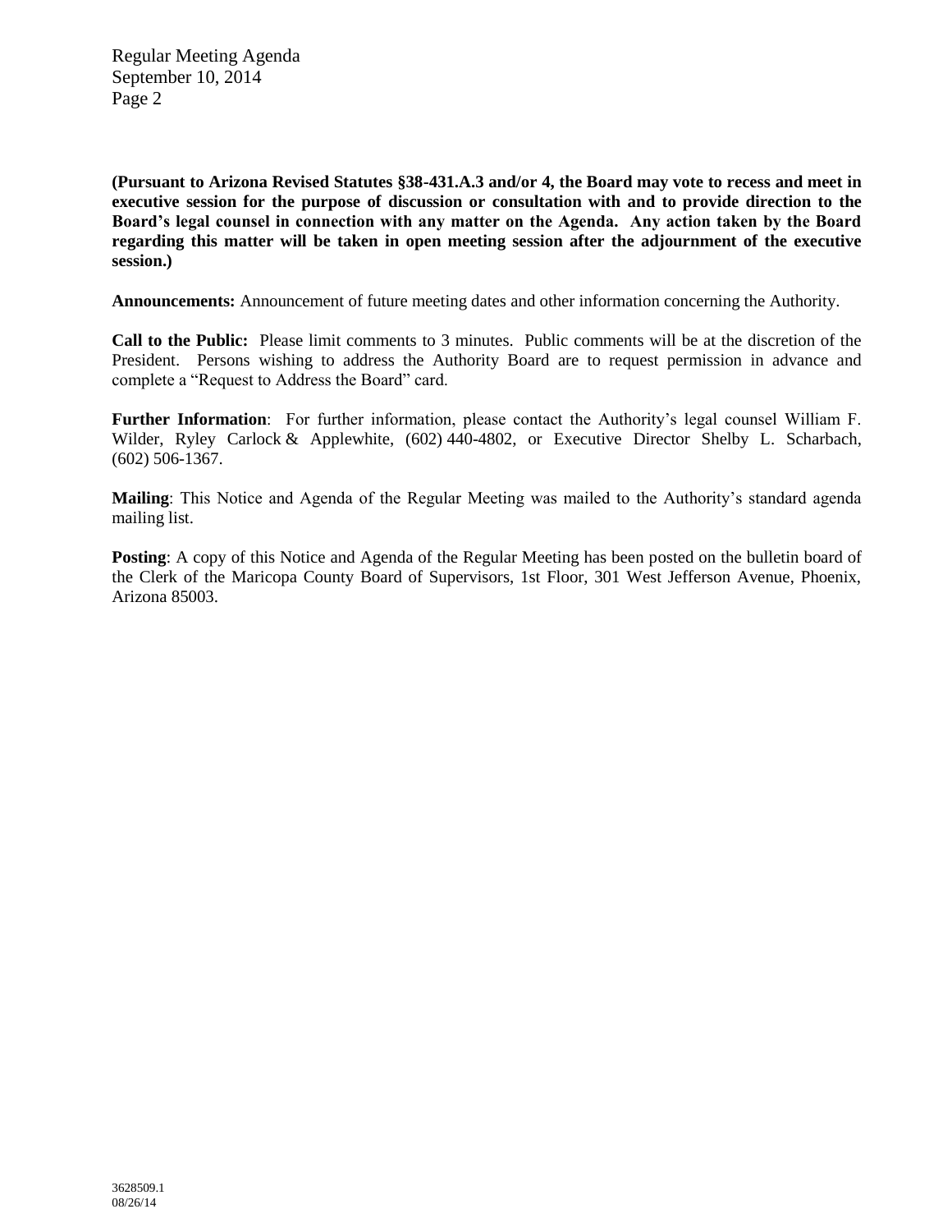**(Pursuant to Arizona Revised Statutes §38-431.A.3 and/or 4, the Board may vote to recess and meet in executive session for the purpose of discussion or consultation with and to provide direction to the Board's legal counsel in connection with any matter on the Agenda. Any action taken by the Board regarding this matter will be taken in open meeting session after the adjournment of the executive session.)**

**Announcements:** Announcement of future meeting dates and other information concerning the Authority.

**Call to the Public:** Please limit comments to 3 minutes. Public comments will be at the discretion of the President. Persons wishing to address the Authority Board are to request permission in advance and complete a "Request to Address the Board" card.

**Further Information**: For further information, please contact the Authority's legal counsel William F. Wilder, Ryley Carlock & Applewhite, (602) 440-4802, or Executive Director Shelby L. Scharbach, (602) 506-1367.

**Mailing**: This Notice and Agenda of the Regular Meeting was mailed to the Authority's standard agenda mailing list.

**Posting**: A copy of this Notice and Agenda of the Regular Meeting has been posted on the bulletin board of the Clerk of the Maricopa County Board of Supervisors, 1st Floor, 301 West Jefferson Avenue, Phoenix, Arizona 85003.

3628509.1
08/26/14